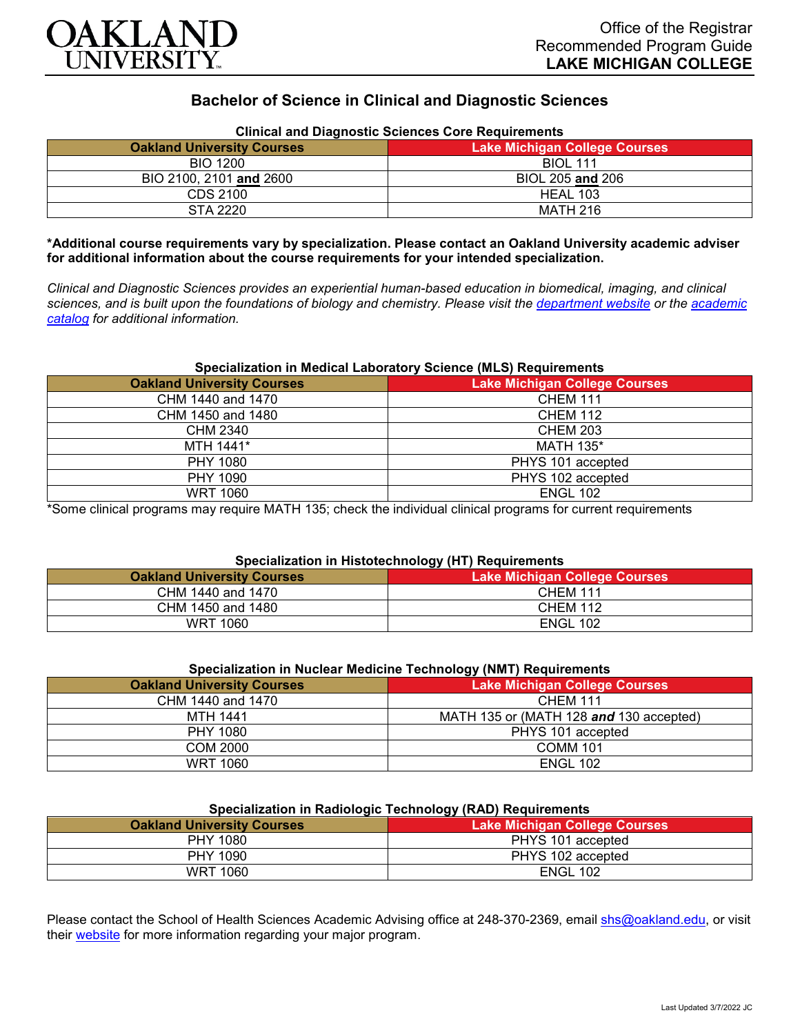OAKLAND UNIVERSITY

Office of the Registrar
Recommended Program Guide
**LAKE MICHIGAN COLLEGE**

# Bachelor of Science in Clinical and Diagnostic Sciences

**Clinical and Diagnostic Sciences Core Requirements**

| Oakland University Courses | Lake Michigan College Courses |
|---|---|
| BIO 1200 | BIOL 111 |
| BIO 2100, 2101 **and** 2600 | BIOL 205 **and** 206 |
| CDS 2100 | HEAL 103 |
| STA 2220 | MATH 216 |

**\*Additional course requirements vary by specialization. Please contact an Oakland University academic adviser for additional information about the course requirements for your intended specialization.**

*Clinical and Diagnostic Sciences provides an experiential human-based education in biomedical, imaging, and clinical sciences, and is built upon the foundations of biology and chemistry. Please visit the [department website]() or the [academic catalog]() for additional information.*

**Specialization in Medical Laboratory Science (MLS) Requirements**

| Oakland University Courses | Lake Michigan College Courses |
|---|---|
| CHM 1440 and 1470 | CHEM 111 |
| CHM 1450 and 1480 | CHEM 112 |
| CHM 2340 | CHEM 203 |
| MTH 1441* | MATH 135* |
| PHY 1080 | PHYS 101 accepted |
| PHY 1090 | PHYS 102 accepted |
| WRT 1060 | ENGL 102 |

*Some clinical programs may require MATH 135; check the individual clinical programs for current requirements

**Specialization in Histotechnology (HT) Requirements**

| Oakland University Courses | Lake Michigan College Courses |
|---|---|
| CHM 1440 and 1470 | CHEM 111 |
| CHM 1450 and 1480 | CHEM 112 |
| WRT 1060 | ENGL 102 |

**Specialization in Nuclear Medicine Technology (NMT) Requirements**

| Oakland University Courses | Lake Michigan College Courses |
|---|---|
| CHM 1440 and 1470 | CHEM 111 |
| MTH 1441 | MATH 135 or (MATH 128 ***and*** 130 accepted) |
| PHY 1080 | PHYS 101 accepted |
| COM 2000 | COMM 101 |
| WRT 1060 | ENGL 102 |

**Specialization in Radiologic Technology (RAD) Requirements**

| Oakland University Courses | Lake Michigan College Courses |
|---|---|
| PHY 1080 | PHYS 101 accepted |
| PHY 1090 | PHYS 102 accepted |
| WRT 1060 | ENGL 102 |

Please contact the School of Health Sciences Academic Advising office at 248-370-2369, email [shs@oakland.edu](mailto:shs@oakland.edu), or visit their [website]() for more information regarding your major program.

Last Updated 3/7/2022 JC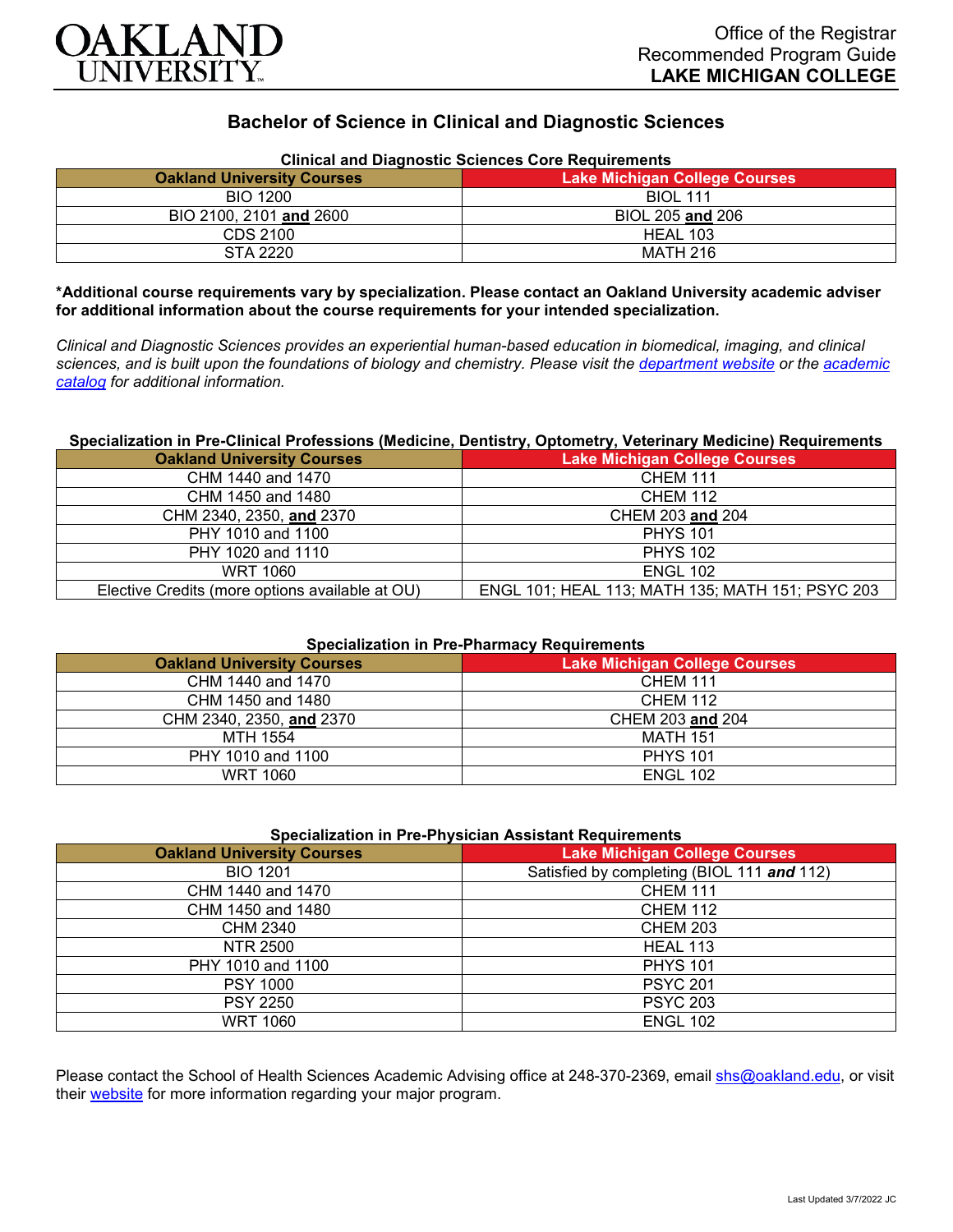Office of the Registrar
Recommended Program Guide
**LAKE MICHIGAN COLLEGE**

# Bachelor of Science in Clinical and Diagnostic Sciences

**Clinical and Diagnostic Sciences Core Requirements**

| Oakland University Courses | Lake Michigan College Courses |
|---|---|
| BIO 1200 | BIOL 111 |
| BIO 2100, 2101 **and** 2600 | BIOL 205 **and** 206 |
| CDS 2100 | HEAL 103 |
| STA 2220 | MATH 216 |

**\*Additional course requirements vary by specialization. Please contact an Oakland University academic adviser for additional information about the course requirements for your intended specialization.**

*Clinical and Diagnostic Sciences provides an experiential human-based education in biomedical, imaging, and clinical sciences, and is built upon the foundations of biology and chemistry. Please visit the department website or the academic catalog for additional information.*

**Specialization in Pre-Clinical Professions (Medicine, Dentistry, Optometry, Veterinary Medicine) Requirements**

| Oakland University Courses | Lake Michigan College Courses |
|---|---|
| CHM 1440 and 1470 | CHEM 111 |
| CHM 1450 and 1480 | CHEM 112 |
| CHM 2340, 2350, **and** 2370 | CHEM 203 **and** 204 |
| PHY 1010 and 1100 | PHYS 101 |
| PHY 1020 and 1110 | PHYS 102 |
| WRT 1060 | ENGL 102 |
| Elective Credits (more options available at OU) | ENGL 101; HEAL 113; MATH 135; MATH 151; PSYC 203 |

**Specialization in Pre-Pharmacy Requirements**

| Oakland University Courses | Lake Michigan College Courses |
|---|---|
| CHM 1440 and 1470 | CHEM 111 |
| CHM 1450 and 1480 | CHEM 112 |
| CHM 2340, 2350, **and** 2370 | CHEM 203 **and** 204 |
| MTH 1554 | MATH 151 |
| PHY 1010 and 1100 | PHYS 101 |
| WRT 1060 | ENGL 102 |

**Specialization in Pre-Physician Assistant Requirements**

| Oakland University Courses | Lake Michigan College Courses |
|---|---|
| BIO 1201 | Satisfied by completing (BIOL 111 ***and*** 112) |
| CHM 1440 and 1470 | CHEM 111 |
| CHM 1450 and 1480 | CHEM 112 |
| CHM 2340 | CHEM 203 |
| NTR 2500 | HEAL 113 |
| PHY 1010 and 1100 | PHYS 101 |
| PSY 1000 | PSYC 201 |
| PSY 2250 | PSYC 203 |
| WRT 1060 | ENGL 102 |

Please contact the School of Health Sciences Academic Advising office at 248-370-2369, email shs@oakland.edu, or visit their website for more information regarding your major program.

Last Updated 3/7/2022 JC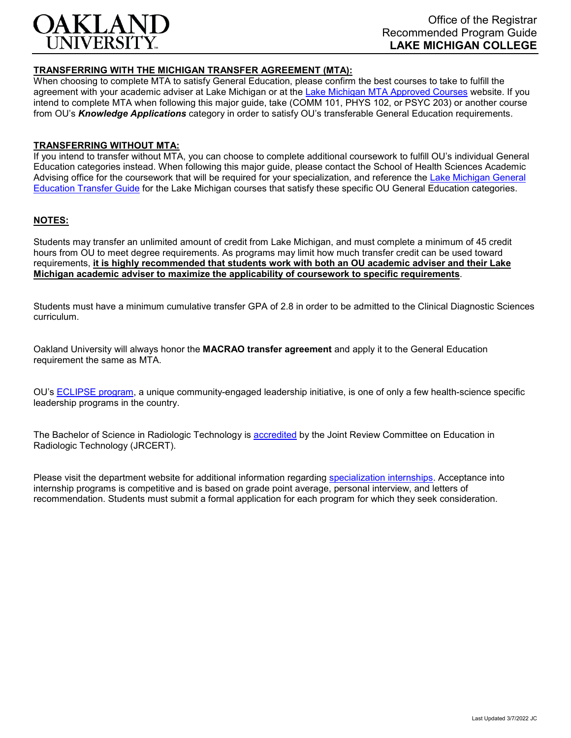## TRANSFERRING WITH THE MICHIGAN TRANSFER AGREEMENT (MTA):

When choosing to complete MTA to satisfy General Education, please confirm the best courses to take to fulfill the agreement with your academic adviser at Lake Michigan or at the Lake Michigan MTA Approved Courses website. If you intend to complete MTA when following this major guide, take (COMM 101, PHYS 102, or PSYC 203) or another course from OU's ***Knowledge Applications*** category in order to satisfy OU's transferable General Education requirements.

## TRANSFERRING WITHOUT MTA:

If you intend to transfer without MTA, you can choose to complete additional coursework to fulfill OU's individual General Education categories instead. When following this major guide, please contact the School of Health Sciences Academic Advising office for the coursework that will be required for your specialization, and reference the Lake Michigan General Education Transfer Guide for the Lake Michigan courses that satisfy these specific OU General Education categories.

## NOTES:

Students may transfer an unlimited amount of credit from Lake Michigan, and must complete a minimum of 45 credit hours from OU to meet degree requirements. As programs may limit how much transfer credit can be used toward requirements, **it is highly recommended that students work with both an OU academic adviser and their Lake Michigan academic adviser to maximize the applicability of coursework to specific requirements**.

Students must have a minimum cumulative transfer GPA of 2.8 in order to be admitted to the Clinical Diagnostic Sciences curriculum.

Oakland University will always honor the **MACRAO transfer agreement** and apply it to the General Education requirement the same as MTA.

OU's ECLIPSE program, a unique community-engaged leadership initiative, is one of only a few health-science specific leadership programs in the country.

The Bachelor of Science in Radiologic Technology is accredited by the Joint Review Committee on Education in Radiologic Technology (JRCERT).

Please visit the department website for additional information regarding specialization internships. Acceptance into internship programs is competitive and is based on grade point average, personal interview, and letters of recommendation. Students must submit a formal application for each program for which they seek consideration.